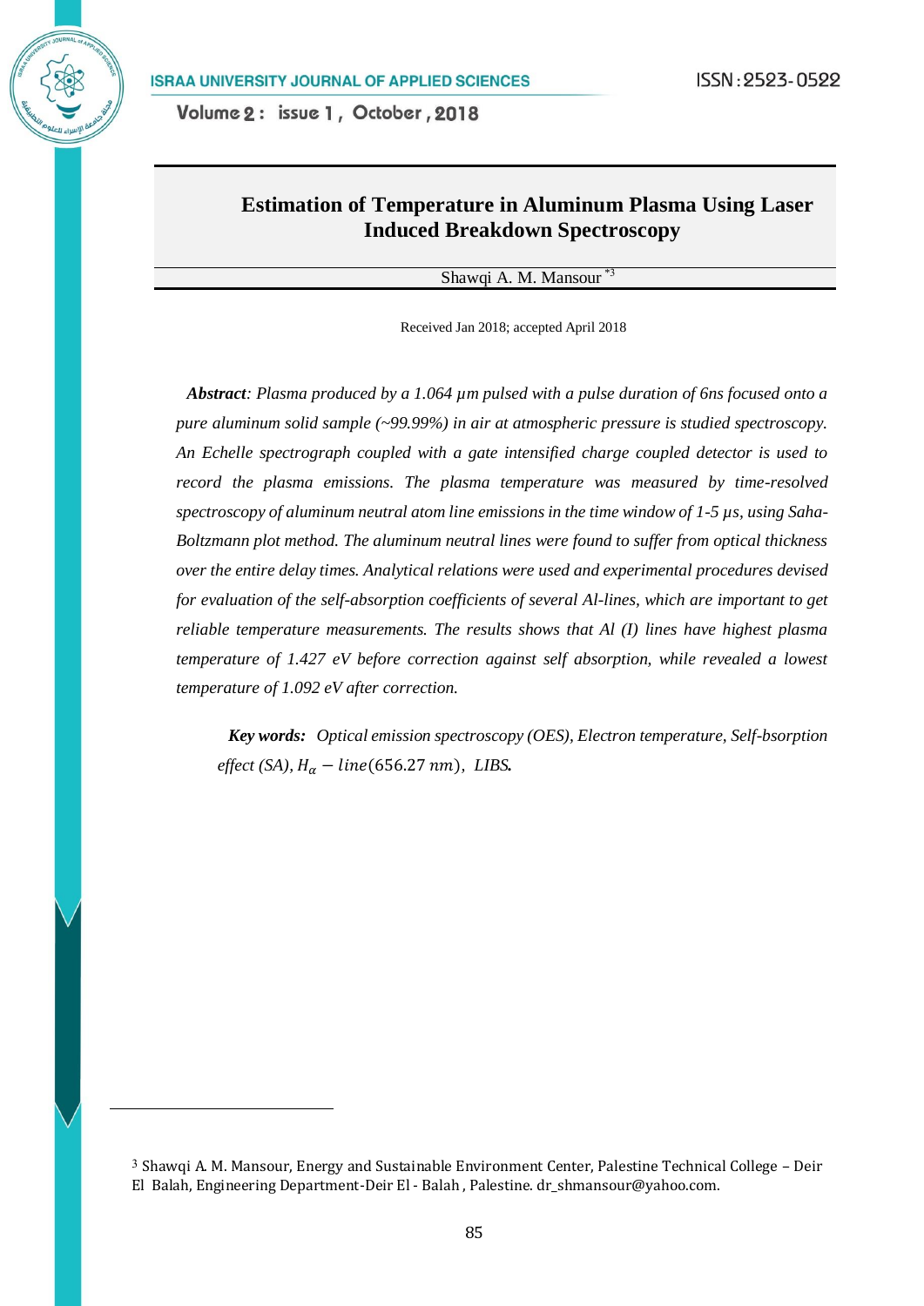# Estimation of Temperature in Aluminum Plasma Using Laser Induced Breakdown Spectroscopy

Shawqi A. M. Mansour [*3]

Received Jan 2018; accepted April 2018

***Abstract****: Plasma produced by a 1.064 μm pulsed with a pulse duration of 6ns focused onto a pure aluminum solid sample (~99.99%) in air at atmospheric pressure is studied spectroscopy. An Echelle spectrograph coupled with a gate intensified charge coupled detector is used to record the plasma emissions. The plasma temperature was measured by time-resolved spectroscopy of aluminum neutral atom line emissions in the time window of 1-5 μs, using Saha-Boltzmann plot method. The aluminum neutral lines were found to suffer from optical thickness over the entire delay times. Analytical relations were used and experimental procedures devised for evaluation of the self-absorption coefficients of several Al-lines, which are important to get reliable temperature measurements. The results shows that Al (I) lines have highest plasma temperature of 1.427 eV before correction against self absorption, while revealed a lowest temperature of 1.092 eV after correction.*

***Key words:*** *Optical emission spectroscopy (OES), Electron temperature, Self-bsorption effect (SA),* $H_{\alpha} - line(656.27\ nm)$*, LIBS.*

---

[3] Shawqi A. M. Mansour, Energy and Sustainable Environment Center, Palestine Technical College – Deir El Balah, Engineering Department-Deir El - Balah , Palestine. dr_shmansour@yahoo.com.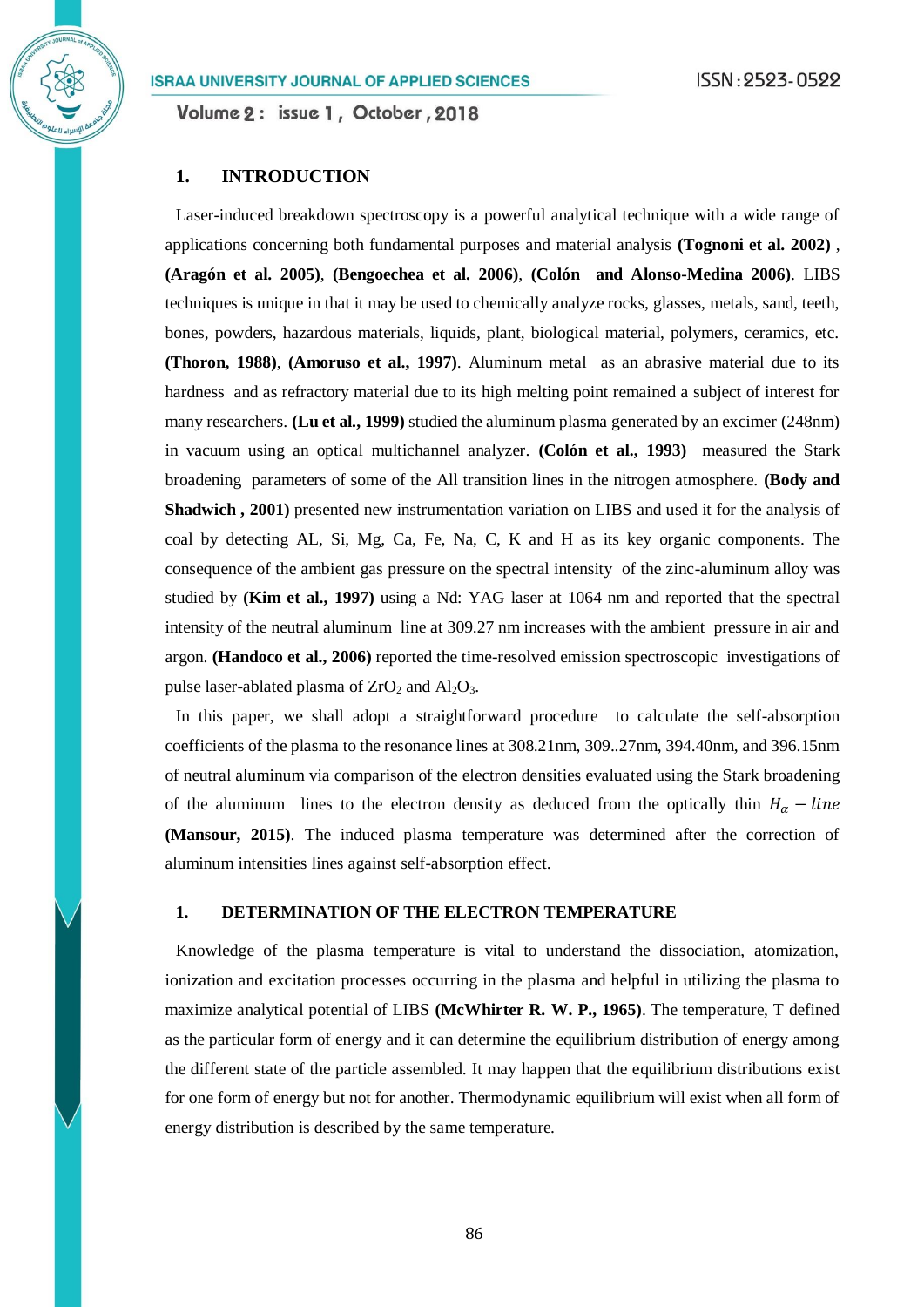## 1. INTRODUCTION

Laser-induced breakdown spectroscopy is a powerful analytical technique with a wide range of applications concerning both fundamental purposes and material analysis **(Tognoni et al. 2002)** , **(Aragón et al. 2005)**, **(Bengoechea et al. 2006)**, **(Colón and Alonso-Medina 2006)**. LIBS techniques is unique in that it may be used to chemically analyze rocks, glasses, metals, sand, teeth, bones, powders, hazardous materials, liquids, plant, biological material, polymers, ceramics, etc. **(Thoron, 1988)**, **(Amoruso et al., 1997)**. Aluminum metal as an abrasive material due to its hardness and as refractory material due to its high melting point remained a subject of interest for many researchers. **(Lu et al., 1999)** studied the aluminum plasma generated by an excimer (248nm) in vacuum using an optical multichannel analyzer. **(Colón et al., 1993)** measured the Stark broadening parameters of some of the AlI transition lines in the nitrogen atmosphere. **(Body and Shadwich , 2001)** presented new instrumentation variation on LIBS and used it for the analysis of coal by detecting AL, Si, Mg, Ca, Fe, Na, C, K and H as its key organic components. The consequence of the ambient gas pressure on the spectral intensity of the zinc-aluminum alloy was studied by **(Kim et al., 1997)** using a Nd: YAG laser at 1064 nm and reported that the spectral intensity of the neutral aluminum line at 309.27 nm increases with the ambient pressure in air and argon. **(Handoco et al., 2006)** reported the time-resolved emission spectroscopic investigations of pulse laser-ablated plasma of $ZrO_2$ and $Al_2O_3$.

In this paper, we shall adopt a straightforward procedure to calculate the self-absorption coefficients of the plasma to the resonance lines at 308.21nm, 309..27nm, 394.40nm, and 396.15nm of neutral aluminum via comparison of the electron densities evaluated using the Stark broadening of the aluminum lines to the electron density as deduced from the optically thin $H_\alpha - line$ **(Mansour, 2015)**. The induced plasma temperature was determined after the correction of aluminum intensities lines against self-absorption effect.

## 1. DETERMINATION OF THE ELECTRON TEMPERATURE

Knowledge of the plasma temperature is vital to understand the dissociation, atomization, ionization and excitation processes occurring in the plasma and helpful in utilizing the plasma to maximize analytical potential of LIBS **(McWhirter R. W. P., 1965)**. The temperature, T defined as the particular form of energy and it can determine the equilibrium distribution of energy among the different state of the particle assembled. It may happen that the equilibrium distributions exist for one form of energy but not for another. Thermodynamic equilibrium will exist when all form of energy distribution is described by the same temperature.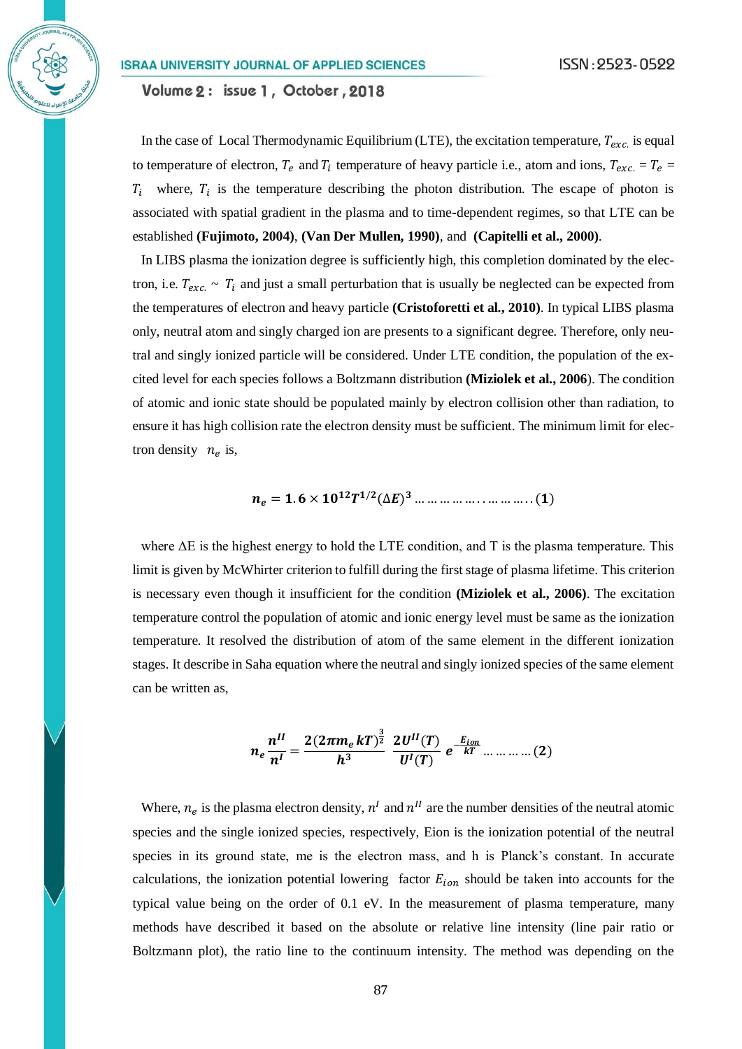In the case of Local Thermodynamic Equilibrium (LTE), the excitation temperature, $T_{exc.}$ is equal to temperature of electron, $T_e$ and $T_i$ temperature of heavy particle i.e., atom and ions, $T_{exc.} = T_e = T_i$ where, $T_i$ is the temperature describing the photon distribution. The escape of photon is associated with spatial gradient in the plasma and to time-dependent regimes, so that LTE can be established **(Fujimoto, 2004)**, **(Van Der Mullen, 1990)**, and **(Capitelli et al., 2000)**.

In LIBS plasma the ionization degree is sufficiently high, this completion dominated by the electron, i.e. $T_{exc.} \sim T_i$ and just a small perturbation that is usually be neglected can be expected from the temperatures of electron and heavy particle **(Cristoforetti et al., 2010)**. In typical LIBS plasma only, neutral atom and singly charged ion are presents to a significant degree. Therefore, only neutral and singly ionized particle will be considered. Under LTE condition, the population of the excited level for each species follows a Boltzmann distribution **(Miziolek et al., 2006**). The condition of atomic and ionic state should be populated mainly by electron collision other than radiation, to ensure it has high collision rate the electron density must be sufficient. The minimum limit for electron density $n_e$ is,

$$\boldsymbol{n_e = 1.6 \times 10^{12} T^{1/2} (\Delta E)^3} \quad \ldots\ldots\ldots\ldots\ldots\ldots\ldots\ldots (\mathbf{1})$$

where ΔE is the highest energy to hold the LTE condition, and T is the plasma temperature. This limit is given by McWhirter criterion to fulfill during the first stage of plasma lifetime. This criterion is necessary even though it insufficient for the condition **(Miziolek et al., 2006)**. The excitation temperature control the population of atomic and ionic energy level must be same as the ionization temperature. It resolved the distribution of atom of the same element in the different ionization stages. It describe in Saha equation where the neutral and singly ionized species of the same element can be written as,

$$\boldsymbol{n_e \frac{n^{II}}{n^{I}} = \frac{2(2\pi m_e kT)^{\frac{3}{2}}}{h^3} \frac{2U^{II}(T)}{U^{I}(T)} e^{-\frac{E_{ion}}{kT}}} \quad \ldots\ldots\ldots (\mathbf{2})$$

Where, $n_e$ is the plasma electron density, $n^I$ and $n^{II}$ are the number densities of the neutral atomic species and the single ionized species, respectively, Eion is the ionization potential of the neutral species in its ground state, me is the electron mass, and h is Planck's constant. In accurate calculations, the ionization potential lowering factor $E_{ion}$ should be taken into accounts for the typical value being on the order of 0.1 eV. In the measurement of plasma temperature, many methods have described it based on the absolute or relative line intensity (line pair ratio or Boltzmann plot), the ratio line to the continuum intensity. The method was depending on the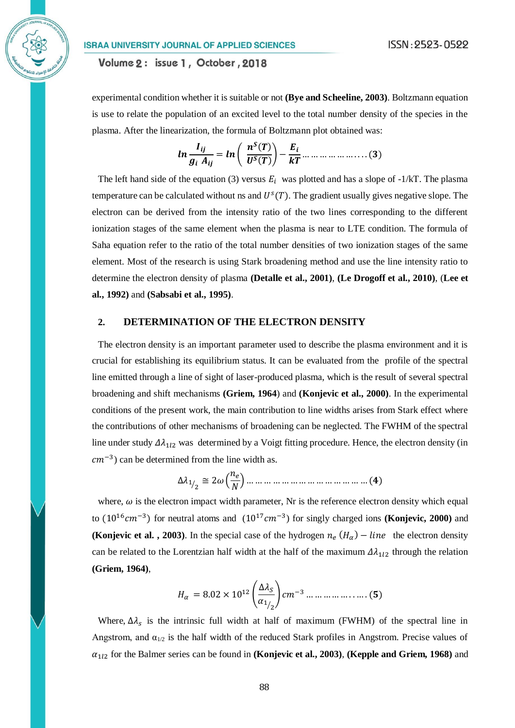experimental condition whether it is suitable or not **(Bye and Scheeline, 2003)**. Boltzmann equation is use to relate the population of an excited level to the total number density of the species in the plasma. After the linearization, the formula of Boltzmann plot obtained was:

$$\boldsymbol{ln}\,\frac{\boldsymbol{I_{ij}}}{\boldsymbol{g_i}\;\boldsymbol{A_{ij}}} = \boldsymbol{ln}\left(\frac{\boldsymbol{n^S(T)}}{\boldsymbol{U^S(T)}}\right) - \frac{\boldsymbol{E_i}}{\boldsymbol{kT}} \;\ldots\ldots\ldots\ldots\ldots\ldots\ldots(\mathbf{3})$$

The left hand side of the equation (3) versus $E_i$ was plotted and has a slope of -1/kT. The plasma temperature can be calculated without ns and $U^s(T)$. The gradient usually gives negative slope. The electron can be derived from the intensity ratio of the two lines corresponding to the different ionization stages of the same element when the plasma is near to LTE condition. The formula of Saha equation refer to the ratio of the total number densities of two ionization stages of the same element. Most of the research is using Stark broadening method and use the line intensity ratio to determine the electron density of plasma **(Detalle et al., 2001)**, **(Le Drogoff et al., 2010)**, (**Lee et al., 1992)** and **(Sabsabi et al., 1995)**.

## 2. DETERMINATION OF THE ELECTRON DENSITY

The electron density is an important parameter used to describe the plasma environment and it is crucial for establishing its equilibrium status. It can be evaluated from the profile of the spectral line emitted through a line of sight of laser-produced plasma, which is the result of several spectral broadening and shift mechanisms **(Griem, 1964**) and **(Konjevic et al., 2000)**. In the experimental conditions of the present work, the main contribution to line widths arises from Stark effect where the contributions of other mechanisms of broadening can be neglected. The FWHM of the spectral line under study $\Delta\lambda_{1l2}$ was determined by a Voigt fitting procedure. Hence, the electron density (in $cm^{-3}$) can be determined from the line width as.

$$\Delta\lambda_{1/2} \cong 2\omega\left(\frac{n_e}{N}\right) \ldots\ldots\ldots\ldots\ldots\ldots\ldots\ldots\ldots\ldots\ldots\ldots\ldots\ldots(\mathbf{4})$$

where, $\omega$ is the electron impact width parameter, Nr is the reference electron density which equal to $(10^{16}cm^{-3})$ for neutral atoms and $(10^{17}cm^{-3})$ for singly charged ions **(Konjevic, 2000)** and **(Konjevic et al. , 2003)**. In the special case of the hydrogen $n_e\;(H_\alpha) - line$ the electron density can be related to the Lorentzian half width at the half of the maximum $\Delta\lambda_{1l2}$ through the relation **(Griem, 1964)**,

$$H_\alpha \;= 8.02\times 10^{12}\left(\frac{\Delta\lambda_S}{\alpha_{1/2}}\right)cm^{-3} \ldots\ldots\ldots\ldots\ldots\ldots(\mathbf{5})$$

Where, $\Delta\lambda_s$ is the intrinsic full width at half of maximum (FWHM) of the spectral line in Angstrom, and $\alpha_{1/2}$ is the half width of the reduced Stark profiles in Angstrom. Precise values of $\alpha_{1l2}$ for the Balmer series can be found in **(Konjevic et al., 2003)**, **(Kepple and Griem, 1968)** and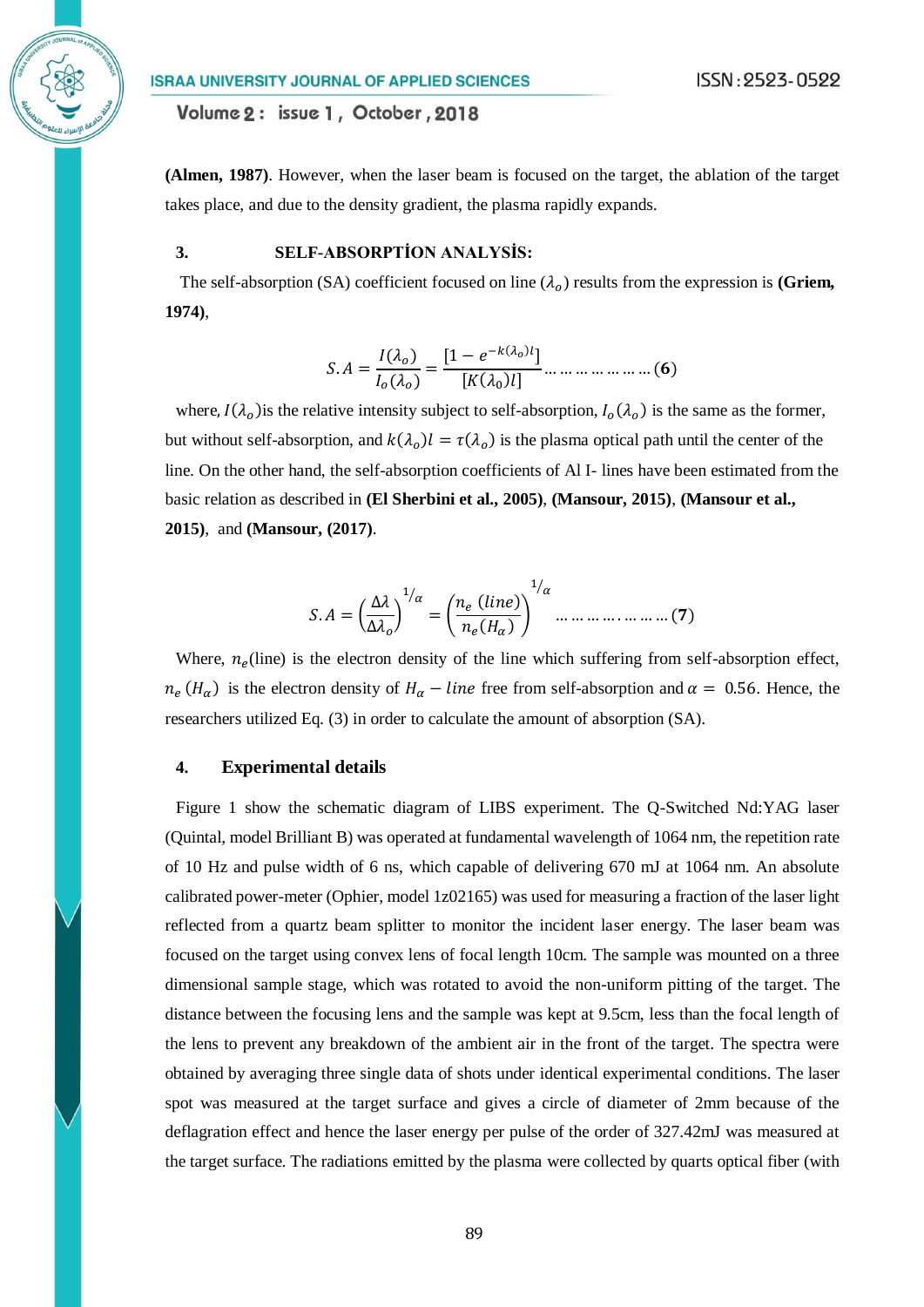**(Almen, 1987)**. However, when the laser beam is focused on the target, the ablation of the target takes place, and due to the density gradient, the plasma rapidly expands.

## 3. SELF-ABSORPTİON ANALYSİS:

The self-absorption (SA) coefficient focused on line $(\lambda_o)$ results from the expression is **(Griem, 1974)**,

$$S.A = \frac{I(\lambda_o)}{I_o(\lambda_o)} = \frac{[1 - e^{-k(\lambda_o)l}]}{[K(\lambda_0)l]} \ldots\ldots\ldots\ldots\ldots\ldots (6)$$

where, $I(\lambda_o)$is the relative intensity subject to self-absorption, $I_o(\lambda_o)$ is the same as the former, but without self-absorption, and $k(\lambda_o)l = \tau(\lambda_o)$ is the plasma optical path until the center of the line. On the other hand, the self-absorption coefficients of Al I- lines have been estimated from the basic relation as described in **(El Sherbini et al., 2005)**, **(Mansour, 2015)**, **(Mansour et al., 2015)**, and **(Mansour, (2017)**.

$$S.A = \left(\frac{\Delta\lambda}{\Delta\lambda_o}\right)^{1/\alpha} = \left(\frac{n_e\,(line)}{n_e(H_\alpha)}\right)^{1/\alpha} \ldots\ldots\ldots\ldots.\ldots\ldots (7)$$

Where, $n_e$(line) is the electron density of the line which suffering from self-absorption effect, $n_e\,(H_\alpha)$ is the electron density of $H_\alpha - line$ free from self-absorption and $\alpha = 0.56$. Hence, the researchers utilized Eq. (3) in order to calculate the amount of absorption (SA).

## 4. Experimental details

Figure 1 show the schematic diagram of LIBS experiment. The Q-Switched Nd:YAG laser (Quintal, model Brilliant B) was operated at fundamental wavelength of 1064 nm, the repetition rate of 10 Hz and pulse width of 6 ns, which capable of delivering 670 mJ at 1064 nm. An absolute calibrated power-meter (Ophier, model 1z02165) was used for measuring a fraction of the laser light reflected from a quartz beam splitter to monitor the incident laser energy. The laser beam was focused on the target using convex lens of focal length 10cm. The sample was mounted on a three dimensional sample stage, which was rotated to avoid the non-uniform pitting of the target. The distance between the focusing lens and the sample was kept at 9.5cm, less than the focal length of the lens to prevent any breakdown of the ambient air in the front of the target. The spectra were obtained by averaging three single data of shots under identical experimental conditions. The laser spot was measured at the target surface and gives a circle of diameter of 2mm because of the deflagration effect and hence the laser energy per pulse of the order of 327.42mJ was measured at the target surface. The radiations emitted by the plasma were collected by quarts optical fiber (with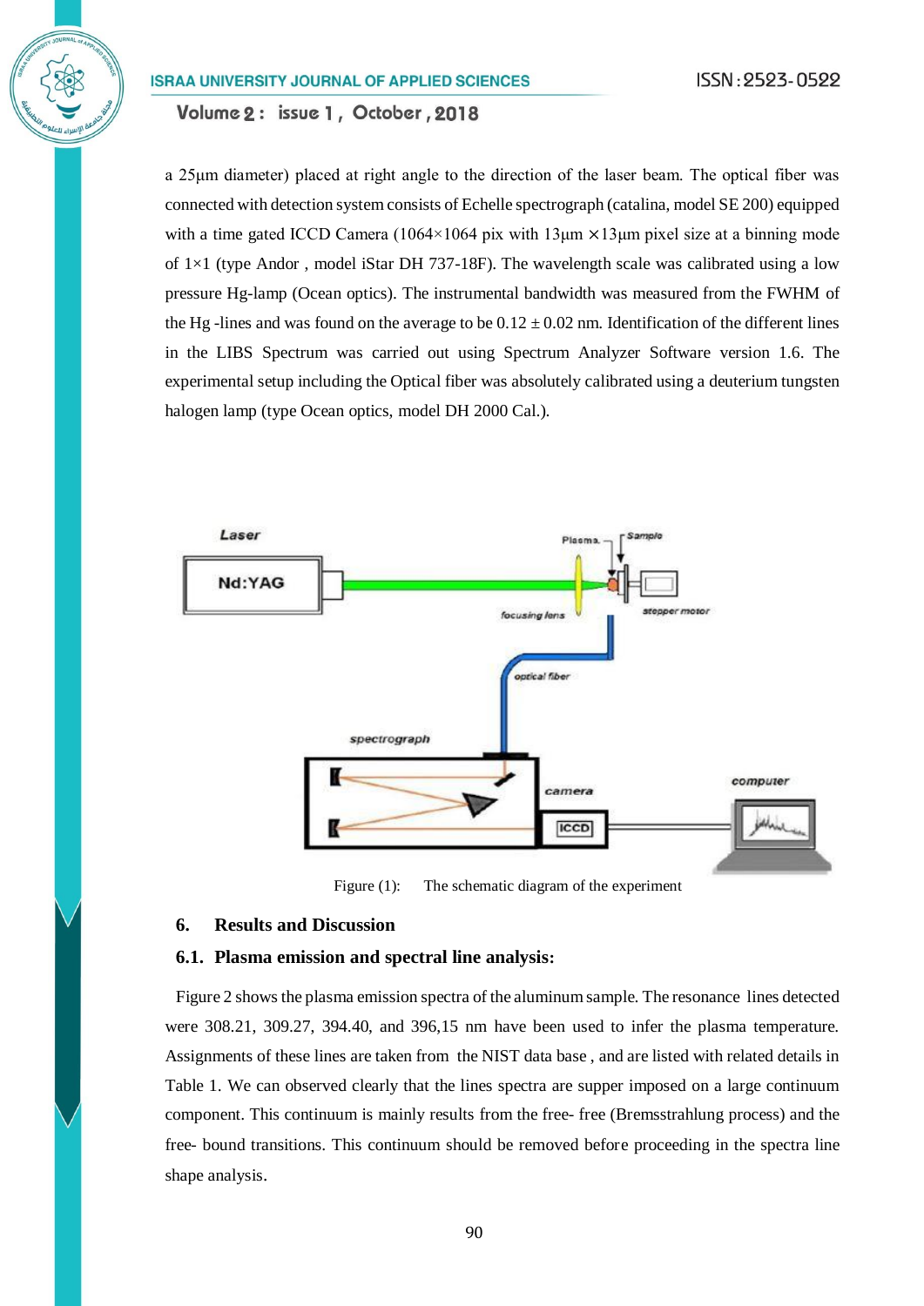a 25µm diameter) placed at right angle to the direction of the laser beam. The optical fiber was connected with detection system consists of Echelle spectrograph (catalina, model SE 200) equipped with a time gated ICCD Camera (1064×1064 pix with 13µm ×13µm pixel size at a binning mode of 1×1 (type Andor , model iStar DH 737-18F). The wavelength scale was calibrated using a low pressure Hg-lamp (Ocean optics). The instrumental bandwidth was measured from the FWHM of the Hg -lines and was found on the average to be 0.12 ± 0.02 nm. Identification of the different lines in the LIBS Spectrum was carried out using Spectrum Analyzer Software version 1.6. The experimental setup including the Optical fiber was absolutely calibrated using a deuterium tungsten halogen lamp (type Ocean optics, model DH 2000 Cal.).

Figure (1): The schematic diagram of the experiment

## 6. Results and Discussion

### 6.1. Plasma emission and spectral line analysis:

Figure 2 shows the plasma emission spectra of the aluminum sample. The resonance lines detected were 308.21, 309.27, 394.40, and 396,15 nm have been used to infer the plasma temperature. Assignments of these lines are taken from the NIST data base , and are listed with related details in Table 1. We can observed clearly that the lines spectra are supper imposed on a large continuum component. This continuum is mainly results from the free- free (Bremsstrahlung process) and the free- bound transitions. This continuum should be removed before proceeding in the spectra line shape analysis.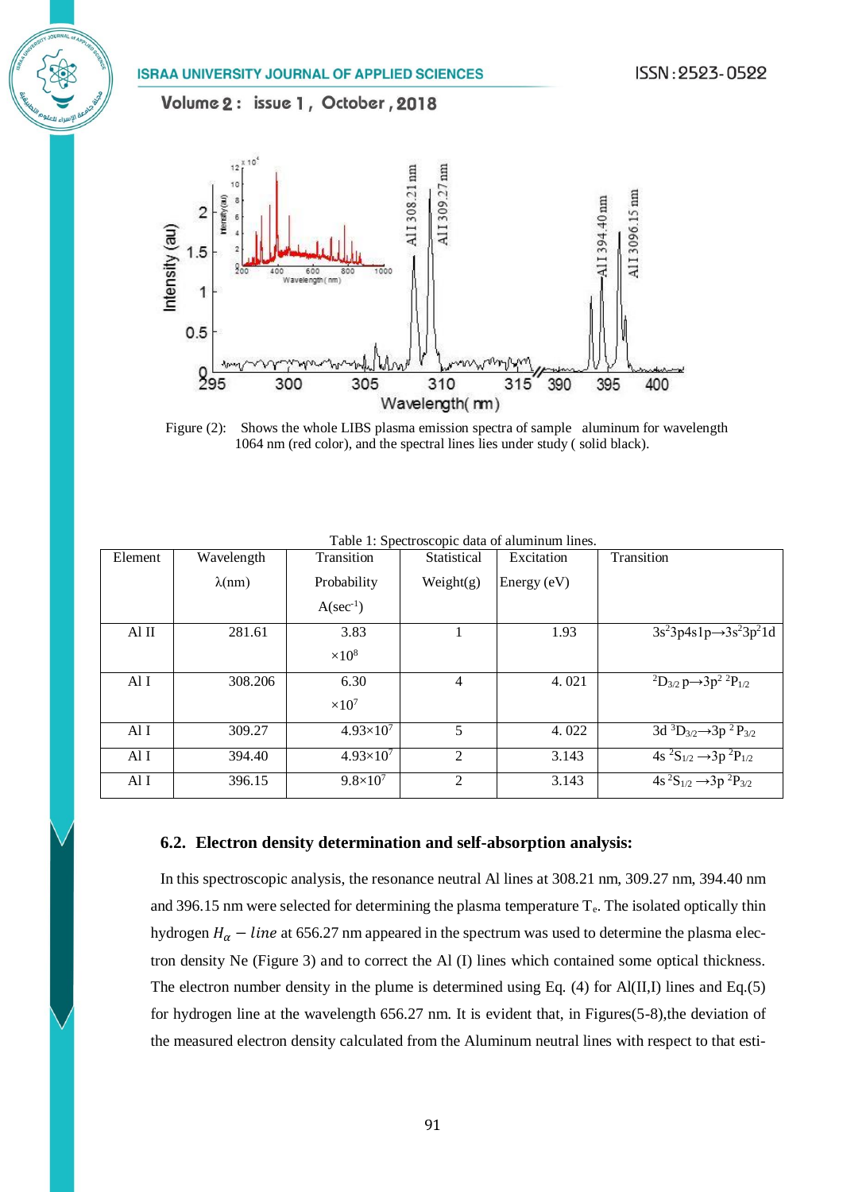Figure (2): Shows the whole LIBS plasma emission spectra of sample aluminum for wavelength 1064 nm (red color), and the spectral lines lies under study ( solid black).

Table 1: Spectroscopic data of aluminum lines.

| Element | Wavelength λ(nm) | Transition Probability A($sec^{-1}$) | Statistical Weight(g) | Excitation Energy (eV) | Transition |
|---|---|---|---|---|---|
| Al II | 281.61 | $3.83 \times 10^{8}$ | 1 | 1.93 | $3s^{2}3p4s1p \rightarrow 3s^{2}3p^{2}1d$ |
| Al I | 308.206 | $6.30 \times 10^{7}$ | 4 | 4. 021 | $^{2}D_{3/2}\,p \rightarrow 3p^{2}\ ^{2}P_{1/2}$ |
| Al I | 309.27 | $4.93\times10^{7}$ | 5 | 4. 022 | $3d\ ^{3}D_{3/2} \rightarrow 3p\ ^{2}P_{3/2}$ |
| Al I | 394.40 | $4.93\times10^{7}$ | 2 | 3.143 | $4s\ ^{2}S_{1/2} \rightarrow 3p\ ^{2}P_{1/2}$ |
| Al I | 396.15 | $9.8\times10^{7}$ | 2 | 3.143 | $4s\ ^{2}S_{1/2} \rightarrow 3p\ ^{2}P_{3/2}$ |

### 6.2. Electron density determination and self-absorption analysis:

In this spectroscopic analysis, the resonance neutral Al lines at 308.21 nm, 309.27 nm, 394.40 nm and 396.15 nm were selected for determining the plasma temperature $T_e$. The isolated optically thin hydrogen $H_\alpha - line$ at 656.27 nm appeared in the spectrum was used to determine the plasma electron density Ne (Figure 3) and to correct the Al (I) lines which contained some optical thickness. The electron number density in the plume is determined using Eq. (4) for Al(II,I) lines and Eq.(5) for hydrogen line at the wavelength 656.27 nm. It is evident that, in Figures(5-8),the deviation of the measured electron density calculated from the Aluminum neutral lines with respect to that esti-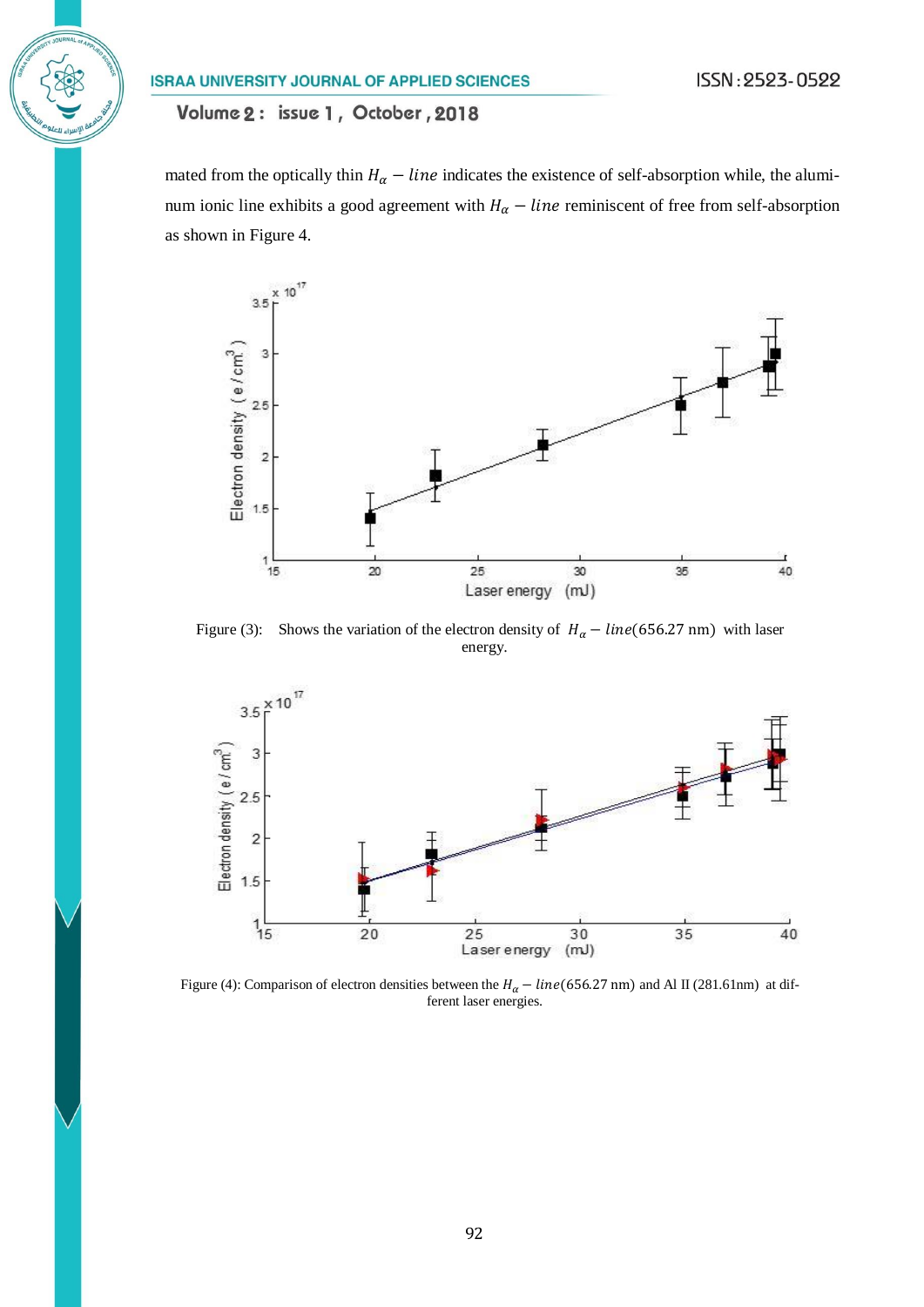mated from the optically thin $H_\alpha - line$ indicates the existence of self-absorption while, the aluminum ionic line exhibits a good agreement with $H_\alpha - line$ reminiscent of free from self-absorption as shown in Figure 4.

Figure (3): Shows the variation of the electron density of $H_\alpha - line(656.27\ \text{nm})$ with laser energy.

Figure (4): Comparison of electron densities between the $H_\alpha - line(656.27\ \text{nm})$ and Al II (281.61nm) at different laser energies.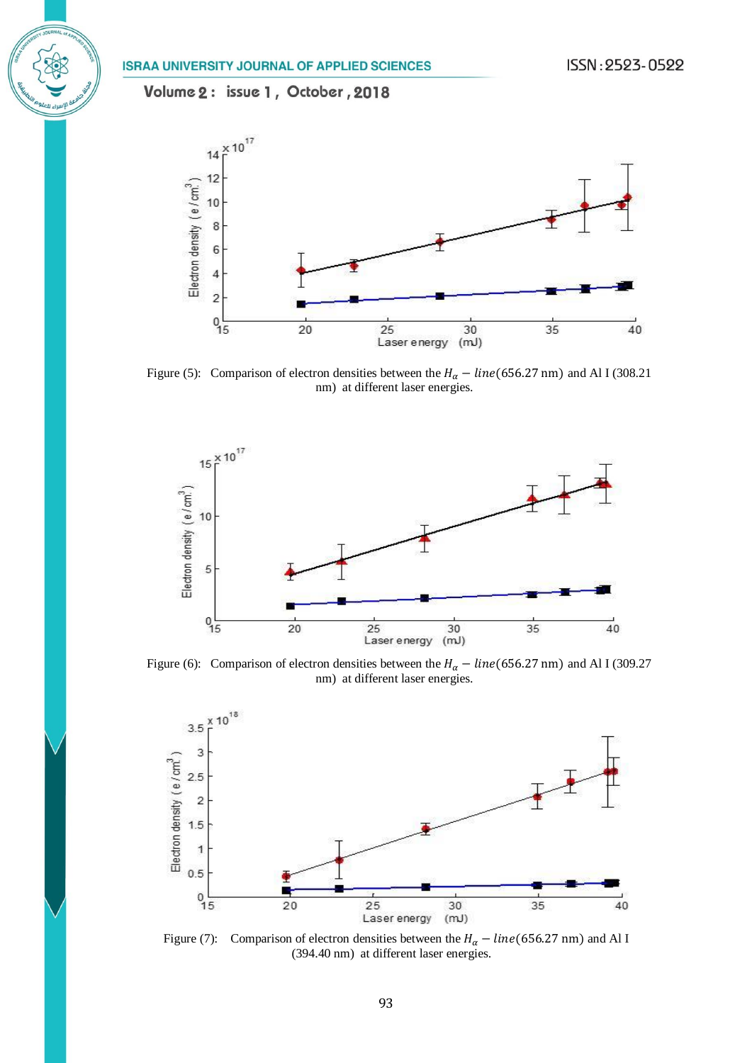Figure (5): Comparison of electron densities between the $H_{\alpha} - line$(656.27 nm) and Al I (308.21 nm) at different laser energies.

Figure (6): Comparison of electron densities between the $H_{\alpha} - line$(656.27 nm) and Al I (309.27 nm) at different laser energies.

Figure (7): Comparison of electron densities between the $H_{\alpha} - line$(656.27 nm) and Al I (394.40 nm) at different laser energies.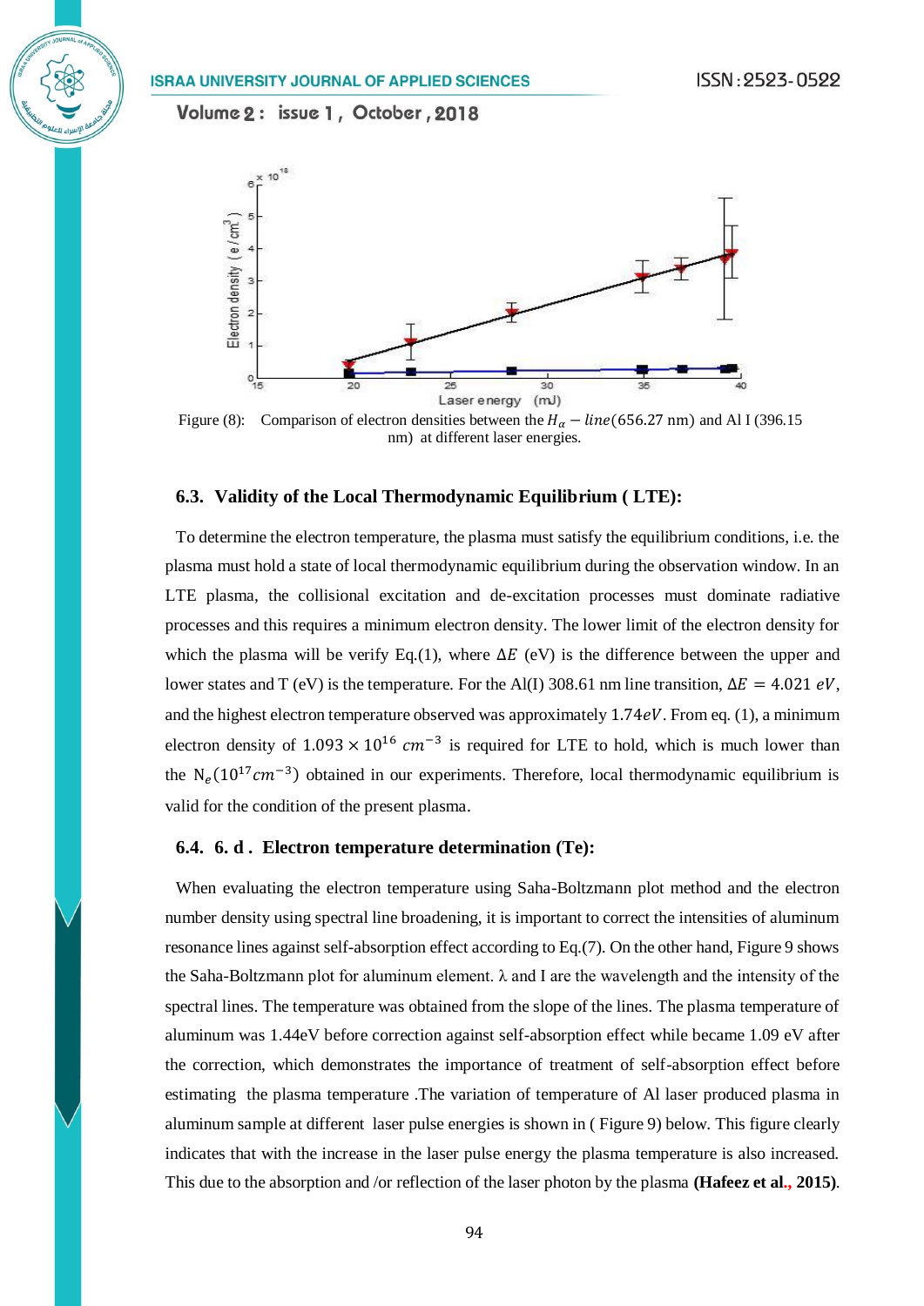Figure (8): Comparison of electron densities between the $H_\alpha - line$(656.27 nm) and Al I (396.15 nm) at different laser energies.

### 6.3. Validity of the Local Thermodynamic Equilibrium ( LTE):

To determine the electron temperature, the plasma must satisfy the equilibrium conditions, i.e. the plasma must hold a state of local thermodynamic equilibrium during the observation window. In an LTE plasma, the collisional excitation and de-excitation processes must dominate radiative processes and this requires a minimum electron density. The lower limit of the electron density for which the plasma will be verify Eq.(1), where $\Delta E$ (eV) is the difference between the upper and lower states and T (eV) is the temperature. For the Al(I) 308.61 nm line transition, $\Delta E = 4.021\ eV$, and the highest electron temperature observed was approximately $1.74eV$. From eq. (1), a minimum electron density of $1.093 \times 10^{16}\ cm^{-3}$ is required for LTE to hold, which is much lower than the $N_e(10^{17} cm^{-3})$ obtained in our experiments. Therefore, local thermodynamic equilibrium is valid for the condition of the present plasma.

### 6.4. 6. d . Electron temperature determination (Te):

When evaluating the electron temperature using Saha-Boltzmann plot method and the electron number density using spectral line broadening, it is important to correct the intensities of aluminum resonance lines against self-absorption effect according to Eq.(7). On the other hand, Figure 9 shows the Saha-Boltzmann plot for aluminum element. λ and I are the wavelength and the intensity of the spectral lines. The temperature was obtained from the slope of the lines. The plasma temperature of aluminum was 1.44eV before correction against self-absorption effect while became 1.09 eV after the correction, which demonstrates the importance of treatment of self-absorption effect before estimating the plasma temperature .The variation of temperature of Al laser produced plasma in aluminum sample at different laser pulse energies is shown in ( Figure 9) below. This figure clearly indicates that with the increase in the laser pulse energy the plasma temperature is also increased. This due to the absorption and /or reflection of the laser photon by the plasma **(Hafeez et al., 2015)**.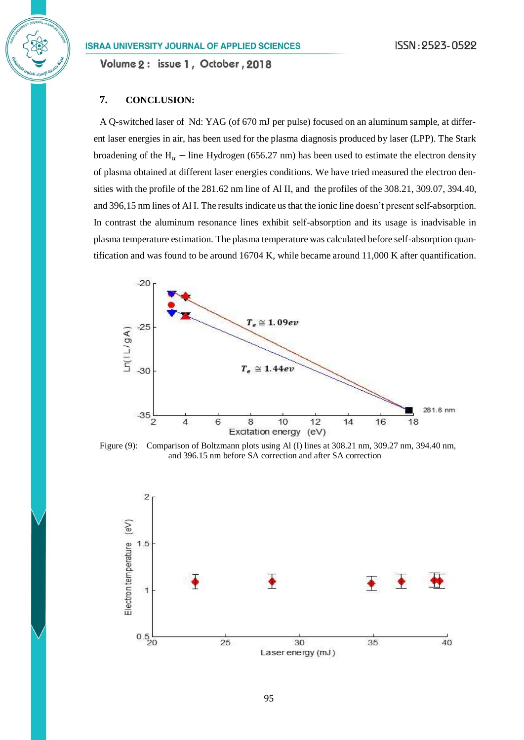## 7. CONCLUSION:

A Q-switched laser of Nd: YAG (of 670 mJ per pulse) focused on an aluminum sample, at different laser energies in air, has been used for the plasma diagnosis produced by laser (LPP). The Stark broadening of the $H_{\alpha}$ − line Hydrogen (656.27 nm) has been used to estimate the electron density of plasma obtained at different laser energies conditions. We have tried measured the electron densities with the profile of the 281.62 nm line of Al II, and the profiles of the 308.21, 309.07, 394.40, and 396,15 nm lines of Al I. The results indicate us that the ionic line doesn't present self-absorption. In contrast the aluminum resonance lines exhibit self-absorption and its usage is inadvisable in plasma temperature estimation. The plasma temperature was calculated before self-absorption quantification and was found to be around 16704 K, while became around 11,000 K after quantification.

Figure (9): Comparison of Boltzmann plots using Al (I) lines at 308.21 nm, 309.27 nm, 394.40 nm, and 396.15 nm before SA correction and after SA correction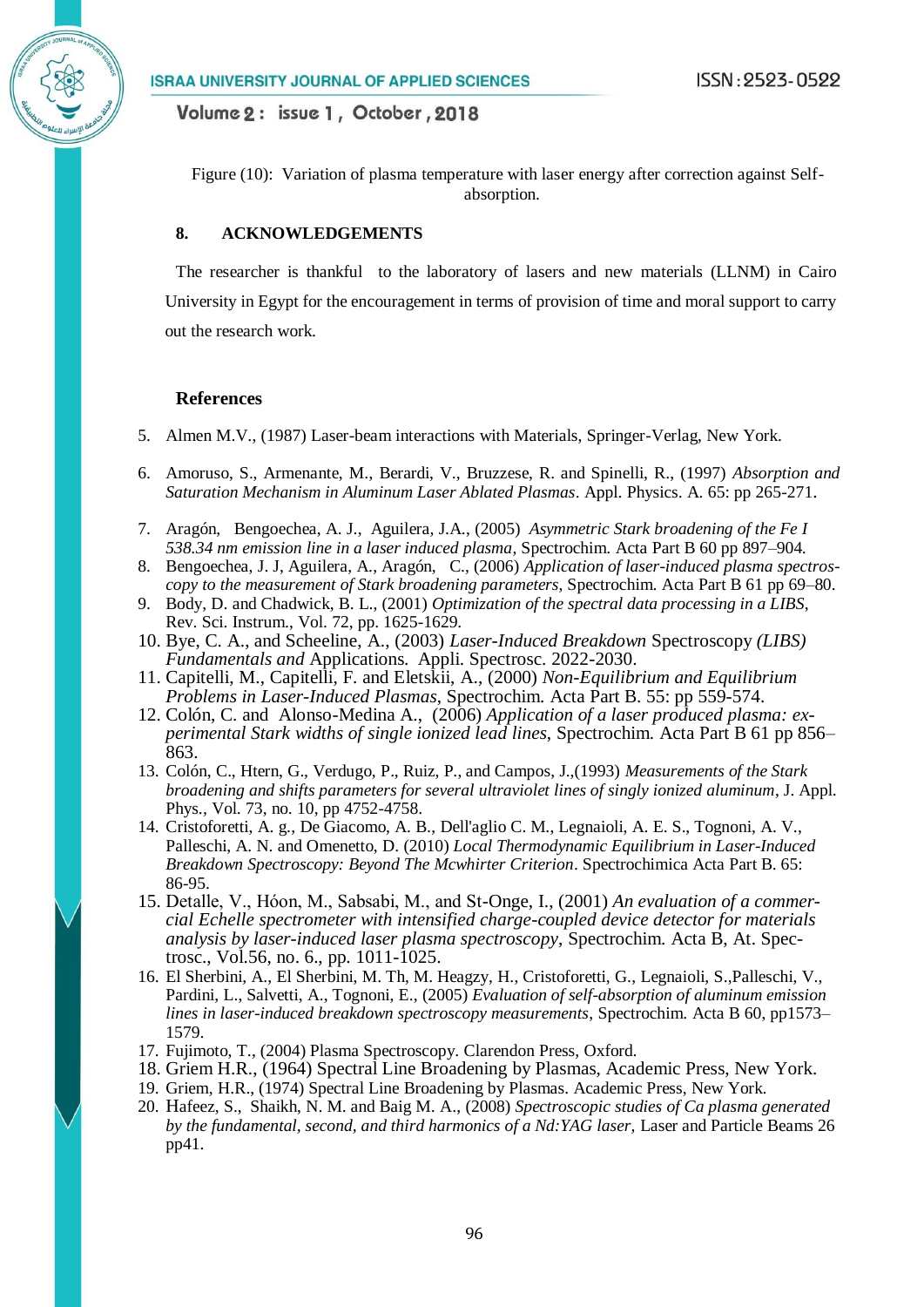Figure (10): Variation of plasma temperature with laser energy after correction against Self-absorption.

## 8. ACKNOWLEDGEMENTS

The researcher is thankful to the laboratory of lasers and new materials (LLNM) in Cairo University in Egypt for the encouragement in terms of provision of time and moral support to carry out the research work.

## References

5. Almen M.V., (1987) Laser-beam interactions with Materials, Springer-Verlag, New York.
6. Amoruso, S., Armenante, M., Berardi, V., Bruzzese, R. and Spinelli, R., (1997) *Absorption and Saturation Mechanism in Aluminum Laser Ablated Plasmas*. Appl. Physics. A. 65: pp 265-271.
7. Aragón, Bengoechea, A. J., Aguilera, J.A., (2005) *Asymmetric Stark broadening of the Fe I 538.34 nm emission line in a laser induced plasma*, Spectrochim. Acta Part B 60 pp 897–904.
8. Bengoechea, J. J, Aguilera, A., Aragón, C., (2006) *Application of laser-induced plasma spectroscopy to the measurement of Stark broadening parameters*, Spectrochim. Acta Part B 61 pp 69–80.
9. Body, D. and Chadwick, B. L., (2001) *Optimization of the spectral data processing in a LIBS*, Rev. Sci. Instrum., Vol. 72, pp. 1625-1629.
10. Bye, C. A., and Scheeline, A., (2003) *Laser-Induced Breakdown* Spectroscopy *(LIBS) Fundamentals and* Applications. Appli. Spectrosc. 2022-2030.
11. Capitelli, M., Capitelli, F. and Eletskii, A., (2000) *Non-Equilibrium and Equilibrium Problems in Laser-Induced Plasmas,* Spectrochim. Acta Part B. 55: pp 559-574.
12. Colón, C. and Alonso-Medina A., (2006) *Application of a laser produced plasma: experimental Stark widths of single ionized lead lines,* Spectrochim. Acta Part B 61 pp 856–863.
13. Colón, C., Htern, G., Verdugo, P., Ruiz, P., and Campos, J.,(1993) *Measurements of the Stark broadening and shifts parameters for several ultraviolet lines of singly ionized aluminum*, J. Appl. Phys., Vol. 73, no. 10, pp 4752-4758.
14. Cristoforetti, A. g., De Giacomo, A. B., Dell'aglio C. M., Legnaioli, A. E. S., Tognoni, A. V., Palleschi, A. N. and Omenetto, D. (2010) *Local Thermodynamic Equilibrium in Laser-Induced Breakdown Spectroscopy: Beyond The Mcwhirter Criterion*. Spectrochimica Acta Part B. 65: 86-95.
15. Detalle, V., Hóon, M., Sabsabi, M., and St-Onge, I., (2001) *An evaluation of a commercial Echelle spectrometer with intensified charge-coupled device detector for materials analysis by laser-induced laser plasma spectroscopy*, Spectrochim. Acta B, At. Spectrosc., Vol.56, no. 6., pp. 1011-1025.
16. El Sherbini, A., El Sherbini, M. Th, M. Heagzy, H., Cristoforetti, G., Legnaioli, S.,Palleschi, V., Pardini, L., Salvetti, A., Tognoni, E., (2005) *Evaluation of self-absorption of aluminum emission lines in laser-induced breakdown spectroscopy measurements*, Spectrochim. Acta B 60, pp1573–1579.
17. Fujimoto, T., (2004) Plasma Spectroscopy. Clarendon Press, Oxford.
18. Griem H.R., (1964) Spectral Line Broadening by Plasmas, Academic Press, New York.
19. Griem, H.R., (1974) Spectral Line Broadening by Plasmas. Academic Press, New York.
20. Hafeez, S., Shaikh, N. M. and Baig M. A., (2008) *Spectroscopic studies of Ca plasma generated by the fundamental, second, and third harmonics of a Nd:YAG laser,* Laser and Particle Beams 26 pp41.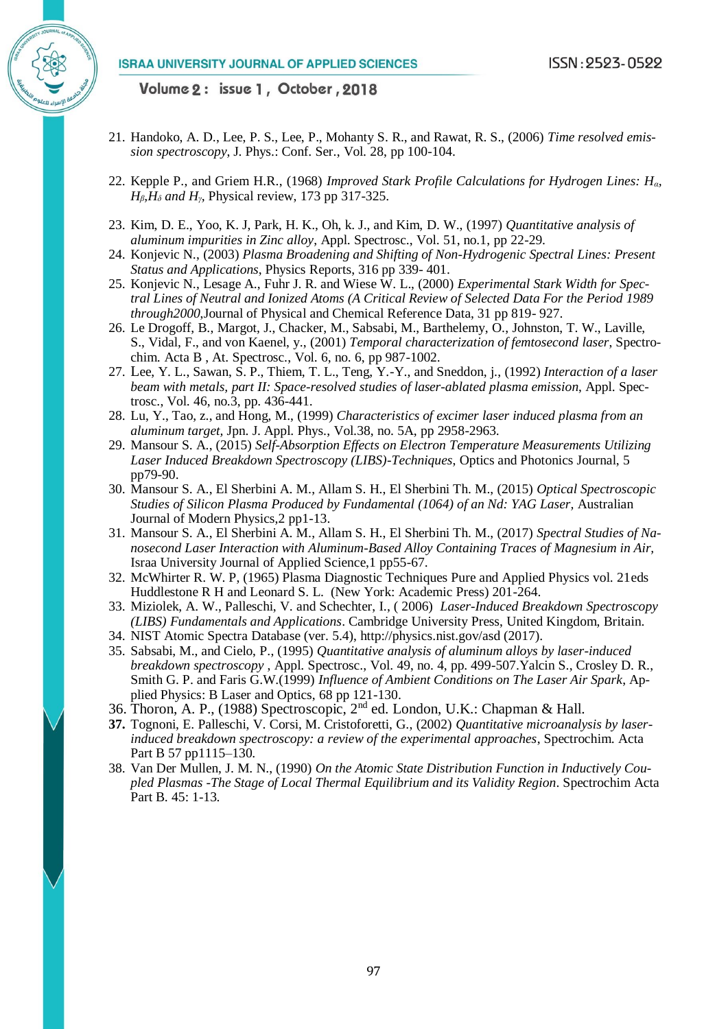21. Handoko, A. D., Lee, P. S., Lee, P., Mohanty S. R., and Rawat, R. S., (2006) *Time resolved emission spectroscopy*, J. Phys.: Conf. Ser., Vol. 28, pp 100-104.

22. Kepple P., and Griem H.R., (1968) *Improved Stark Profile Calculations for Hydrogen Lines: $H_\alpha$, $H_\beta$,$H_\delta$ and $H_\gamma$*, Physical review, 173 pp 317-325.

23. Kim, D. E., Yoo, K. J, Park, H. K., Oh, k. J., and Kim, D. W., (1997) *Quantitative analysis of aluminum impurities in Zinc alloy*, Appl. Spectrosc., Vol. 51, no.1, pp 22-29.
24. Konjevic N., (2003) *Plasma Broadening and Shifting of Non-Hydrogenic Spectral Lines: Present Status and Applications*, Physics Reports, 316 pp 339- 401.
25. Konjevic N., Lesage A., Fuhr J. R. and Wiese W. L., (2000) *Experimental Stark Width for Spectral Lines of Neutral and Ionized Atoms (A Critical Review of Selected Data For the Period 1989 through2000*,Journal of Physical and Chemical Reference Data, 31 pp 819- 927.
26. Le Drogoff, B., Margot, J., Chacker, M., Sabsabi, M., Barthelemy, O., Johnston, T. W., Laville, S., Vidal, F., and von Kaenel, y., (2001) *Temporal characterization of femtosecond laser*, Spectrochim. Acta B , At. Spectrosc., Vol. 6, no. 6, pp 987-1002.
27. Lee, Y. L., Sawan, S. P., Thiem, T. L., Teng, Y.-Y., and Sneddon, j., (1992) *Interaction of a laser beam with metals, part II: Space-resolved studies of laser-ablated plasma emission*, Appl. Spectrosc., Vol. 46, no.3, pp. 436-441.
28. Lu, Y., Tao, z., and Hong, M., (1999) *Characteristics of excimer laser induced plasma from an aluminum target*, Jpn. J. Appl. Phys., Vol.38, no. 5A, pp 2958-2963.
29. Mansour S. A., (2015) *Self-Absorption Effects on Electron Temperature Measurements Utilizing Laser Induced Breakdown Spectroscopy (LIBS)-Techniques*, Optics and Photonics Journal, 5 pp79-90.
30. Mansour S. A., El Sherbini A. M., Allam S. H., El Sherbini Th. M., (2015) *Optical Spectroscopic Studies of Silicon Plasma Produced by Fundamental (1064) of an Nd: YAG Laser*, Australian Journal of Modern Physics,2 pp1-13.
31. Mansour S. A., El Sherbini A. M., Allam S. H., El Sherbini Th. M., (2017) *Spectral Studies of Nanosecond Laser Interaction with Aluminum-Based Alloy Containing Traces of Magnesium in Air*, Israa University Journal of Applied Science,1 pp55-67.
32. McWhirter R. W. P, (1965) Plasma Diagnostic Techniques Pure and Applied Physics vol. 21eds Huddlestone R H and Leonard S. L. (New York: Academic Press) 201-264.
33. Miziolek, A. W., Palleschi, V. and Schechter, I., ( 2006) *Laser-Induced Breakdown Spectroscopy (LIBS) Fundamentals and Applications*. Cambridge University Press, United Kingdom, Britain.
34. NIST Atomic Spectra Database (ver. 5.4), http://physics.nist.gov/asd (2017).
35. Sabsabi, M., and Cielo, P., (1995) *Quantitative analysis of aluminum alloys by laser-induced breakdown spectroscopy* , Appl. Spectrosc., Vol. 49, no. 4, pp. 499-507.Yalcin S., Crosley D. R., Smith G. P. and Faris G.W.(1999) *Influence of Ambient Conditions on The Laser Air Spark*, Applied Physics: B Laser and Optics, 68 pp 121-130.
36. Thoron, A. P., (1988) Spectroscopic, 2nd ed. London, U.K.: Chapman & Hall.
37. Tognoni, E. Palleschi, V. Corsi, M. Cristoforetti, G., (2002) *Quantitative microanalysis by laser-induced breakdown spectroscopy: a review of the experimental approaches*, Spectrochim. Acta Part B 57 pp1115–130.
38. Van Der Mullen, J. M. N., (1990) *On the Atomic State Distribution Function in Inductively Coupled Plasmas -The Stage of Local Thermal Equilibrium and its Validity Region*. Spectrochim Acta Part B. 45: 1-13.